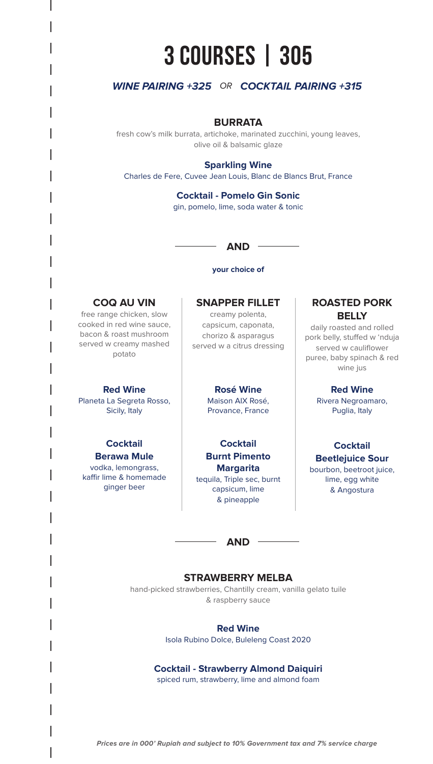# 3 COURSES | 305

***WINE PAIRING +325*** *OR* ***COCKTAIL PAIRING +315***

### BURRATA

fresh cow's milk burrata, artichoke, marinated zucchini, young leaves, olive oil & balsamic glaze

**Sparkling Wine**
Charles de Fere, Cuvee Jean Louis, Blanc de Blancs Brut, France

**Cocktail - Pomelo Gin Sonic**
gin, pomelo, lime, soda water & tonic

## AND

**your choice of**

### COQ AU VIN

free range chicken, slow cooked in red wine sauce, bacon & roast mushroom served w creamy mashed potato

**Red Wine**
Planeta La Segreta Rosso, Sicily, Italy

**Cocktail**
**Berawa Mule**
vodka, lemongrass, kaffir lime & homemade ginger beer

### SNAPPER FILLET

creamy polenta, capsicum, caponata, chorizo & asparagus served w a citrus dressing

**Rosé Wine**
Maison AIX Rosé, Provance, France

**Cocktail**
**Burnt Pimento Margarita**
tequila, Triple sec, burnt capsicum, lime & pineapple

### ROASTED PORK BELLY

daily roasted and rolled pork belly, stuffed w 'nduja served w cauliflower puree, baby spinach & red wine jus

**Red Wine**
Rivera Negroamaro, Puglia, Italy

**Cocktail**
**Beetlejuice Sour**
bourbon, beetroot juice, lime, egg white & Angostura

## AND

### STRAWBERRY MELBA

hand-picked strawberries, Chantilly cream, vanilla gelato tuile & raspberry sauce

**Red Wine**
Isola Rubino Dolce, Buleleng Coast 2020

**Cocktail - Strawberry Almond Daiquiri**
spiced rum, strawberry, lime and almond foam

***Prices are in 000' Rupiah and subject to 10% Government tax and 7% service charge***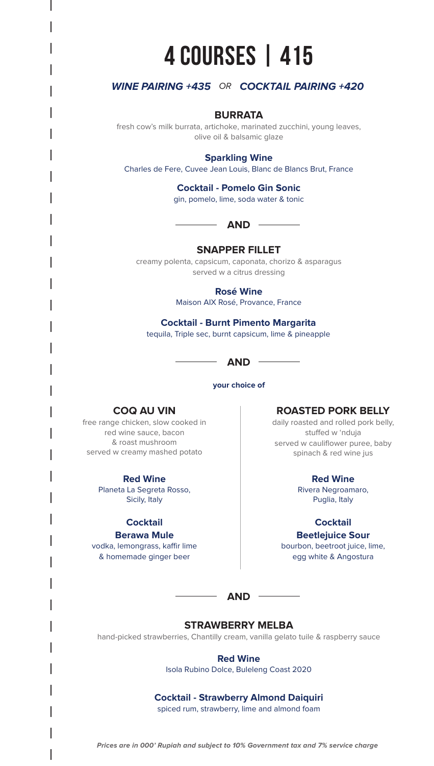# 4 COURSES | 415

***WINE PAIRING +435*** *OR* ***COCKTAIL PAIRING +420***

## BURRATA

fresh cow's milk burrata, artichoke, marinated zucchini, young leaves, olive oil & balsamic glaze

**Sparkling Wine**
Charles de Fere, Cuvee Jean Louis, Blanc de Blancs Brut, France

**Cocktail - Pomelo Gin Sonic**
gin, pomelo, lime, soda water & tonic

**AND**

## SNAPPER FILLET

creamy polenta, capsicum, caponata, chorizo & asparagus served w a citrus dressing

**Rosé Wine**
Maison AIX Rosé, Provance, France

**Cocktail - Burnt Pimento Margarita**
tequila, Triple sec, burnt capsicum, lime & pineapple

**AND**

**your choice of**

## COQ AU VIN

free range chicken, slow cooked in red wine sauce, bacon & roast mushroom served w creamy mashed potato

**Red Wine**
Planeta La Segreta Rosso, Sicily, Italy

**Cocktail**
**Berawa Mule**
vodka, lemongrass, kaffir lime & homemade ginger beer

## ROASTED PORK BELLY

daily roasted and rolled pork belly, stuffed w 'nduja served w cauliflower puree, baby spinach & red wine jus

**Red Wine**
Rivera Negroamaro, Puglia, Italy

**Cocktail**
**Beetlejuice Sour**
bourbon, beetroot juice, lime, egg white & Angostura

**AND**

## STRAWBERRY MELBA

hand-picked strawberries, Chantilly cream, vanilla gelato tuile & raspberry sauce

**Red Wine**
Isola Rubino Dolce, Buleleng Coast 2020

**Cocktail - Strawberry Almond Daiquiri**
spiced rum, strawberry, lime and almond foam

***Prices are in 000' Rupiah and subject to 10% Government tax and 7% service charge***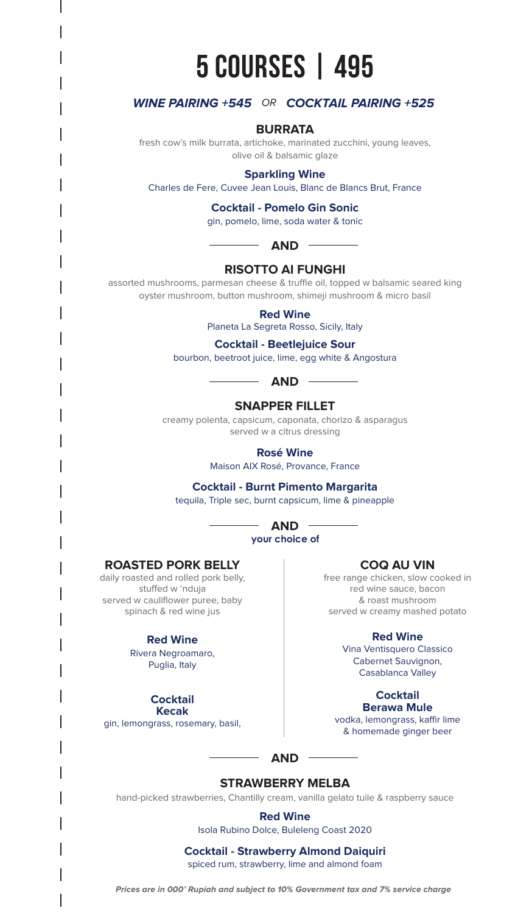# 5 COURSES | 495

***WINE PAIRING +545*** *OR* ***COCKTAIL PAIRING +525***

### BURRATA

fresh cow's milk burrata, artichoke, marinated zucchini, young leaves, olive oil & balsamic glaze

**Sparkling Wine**
Charles de Fere, Cuvee Jean Louis, Blanc de Blancs Brut, France

**Cocktail - Pomelo Gin Sonic**
gin, pomelo, lime, soda water & tonic

**AND**

### RISOTTO AI FUNGHI

assorted mushrooms, parmesan cheese & truffle oil, topped w balsamic seared king oyster mushroom, button mushroom, shimeji mushroom & micro basil

**Red Wine**
Planeta La Segreta Rosso, Sicily, Italy

**Cocktail - Beetlejuice Sour**
bourbon, beetroot juice, lime, egg white & Angostura

**AND**

### SNAPPER FILLET

creamy polenta, capsicum, caponata, chorizo & asparagus served w a citrus dressing

**Rosé Wine**
Maison AIX Rosé, Provance, France

**Cocktail - Burnt Pimento Margarita**
tequila, Triple sec, burnt capsicum, lime & pineapple

**AND**
**your choice of**

### ROASTED PORK BELLY

daily roasted and rolled pork belly, stuffed w 'nduja served w cauliflower puree, baby spinach & red wine jus

**Red Wine**
Rivera Negroamaro, Puglia, Italy

**Cocktail**
**Kecak**
gin, lemongrass, rosemary, basil,

### COQ AU VIN

free range chicken, slow cooked in red wine sauce, bacon & roast mushroom served w creamy mashed potato

**Red Wine**
Vina Ventisquero Classico Cabernet Sauvignon, Casablanca Valley

**Cocktail**
**Berawa Mule**
vodka, lemongrass, kaffir lime & homemade ginger beer

**AND**

### STRAWBERRY MELBA

hand-picked strawberries, Chantilly cream, vanilla gelato tuile & raspberry sauce

**Red Wine**
Isola Rubino Dolce, Buleleng Coast 2020

**Cocktail - Strawberry Almond Daiquiri**
spiced rum, strawberry, lime and almond foam

***Prices are in 000' Rupiah and subject to 10% Government tax and 7% service charge***